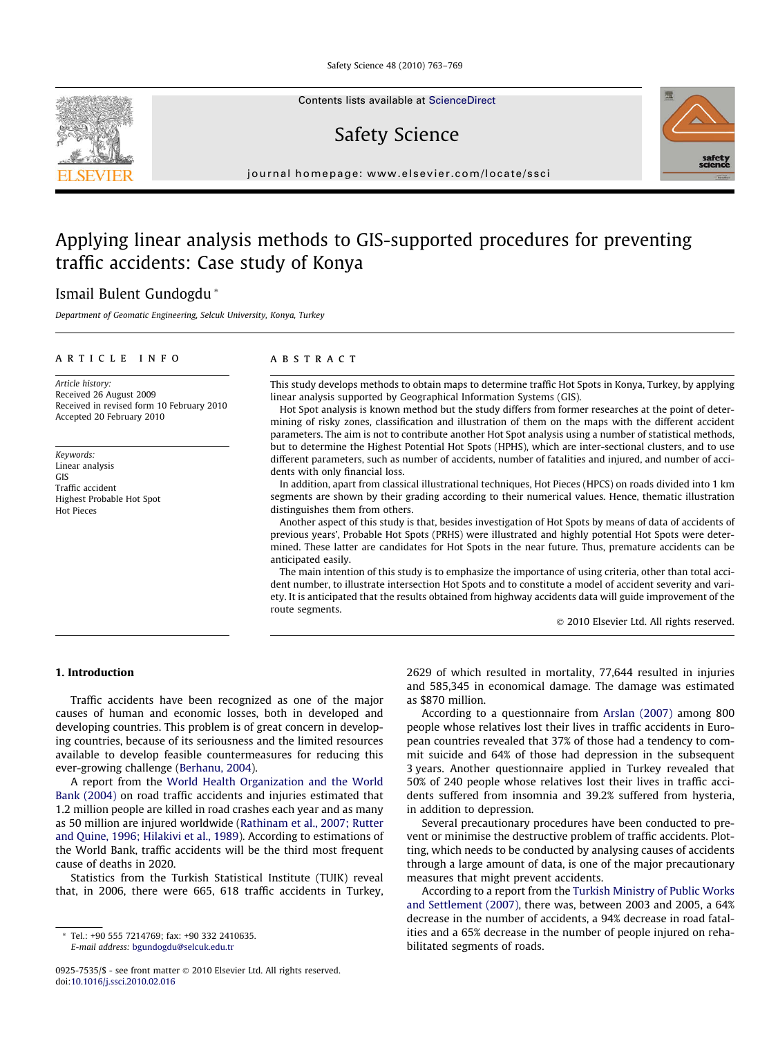Contents lists available at ScienceDirect

# Safety Science

journal homepage: www.elsevier.com/locate/ssci

# Applying linear analysis methods to GIS-supported procedures for preventing traffic accidents: Case study of Konya

Ismail Bulent Gundogdu *

*Department of Geomatic Engineering, Selcuk University, Konya, Turkey*

ARTICLE INFO

*Article history:*
Received 26 August 2009
Received in revised form 10 February 2010
Accepted 20 February 2010

*Keywords:*
Linear analysis
GIS
Traffic accident
Highest Probable Hot Spot
Hot Pieces

ABSTRACT

This study develops methods to obtain maps to determine traffic Hot Spots in Konya, Turkey, by applying linear analysis supported by Geographical Information Systems (GIS).

Hot Spot analysis is known method but the study differs from former researches at the point of determining of risky zones, classification and illustration of them on the maps with the different accident parameters. The aim is not to contribute another Hot Spot analysis using a number of statistical methods, but to determine the Highest Potential Hot Spots (HPHS), which are inter-sectional clusters, and to use different parameters, such as number of accidents, number of fatalities and injured, and number of accidents with only financial loss.

In addition, apart from classical illustrational techniques, Hot Pieces (HPCS) on roads divided into 1 km segments are shown by their grading according to their numerical values. Hence, thematic illustration distinguishes them from others.

Another aspect of this study is that, besides investigation of Hot Spots by means of data of accidents of previous years', Probable Hot Spots (PRHS) were illustrated and highly potential Hot Spots were determined. These latter are candidates for Hot Spots in the near future. Thus, premature accidents can be anticipated easily.

The main intention of this study is to emphasize the importance of using criteria, other than total accident number, to illustrate intersection Hot Spots and to constitute a model of accident severity and variety. It is anticipated that the results obtained from highway accidents data will guide improvement of the route segments.

© 2010 Elsevier Ltd. All rights reserved.

## 1. Introduction

Traffic accidents have been recognized as one of the major causes of human and economic losses, both in developed and developing countries. This problem is of great concern in developing countries, because of its seriousness and the limited resources available to develop feasible countermeasures for reducing this ever-growing challenge (Berhanu, 2004).

A report from the World Health Organization and the World Bank (2004) on road traffic accidents and injuries estimated that 1.2 million people are killed in road crashes each year and as many as 50 million are injured worldwide (Rathinam et al., 2007; Rutter and Quine, 1996; Hilakivi et al., 1989). According to estimations of the World Bank, traffic accidents will be the third most frequent cause of deaths in 2020.

Statistics from the Turkish Statistical Institute (TUIK) reveal that, in 2006, there were 665, 618 traffic accidents in Turkey, 2629 of which resulted in mortality, 77,644 resulted in injuries and 585,345 in economical damage. The damage was estimated as $870 million.

According to a questionnaire from Arslan (2007) among 800 people whose relatives lost their lives in traffic accidents in European countries revealed that 37% of those had a tendency to commit suicide and 64% of those had depression in the subsequent 3 years. Another questionnaire applied in Turkey revealed that 50% of 240 people whose relatives lost their lives in traffic accidents suffered from insomnia and 39.2% suffered from hysteria, in addition to depression.

Several precautionary procedures have been conducted to prevent or minimise the destructive problem of traffic accidents. Plotting, which needs to be conducted by analysing causes of accidents through a large amount of data, is one of the major precautionary measures that might prevent accidents.

According to a report from the Turkish Ministry of Public Works and Settlement (2007), there was, between 2003 and 2005, a 64% decrease in the number of accidents, a 94% decrease in road fatalities and a 65% decrease in the number of people injured on rehabilitated segments of roads.

* Tel.: +90 555 7214769; fax: +90 332 2410635.
*E-mail address:* bgundogdu@selcuk.edu.tr

0925-7535/$ - see front matter © 2010 Elsevier Ltd. All rights reserved.
doi:10.1016/j.ssci.2010.02.016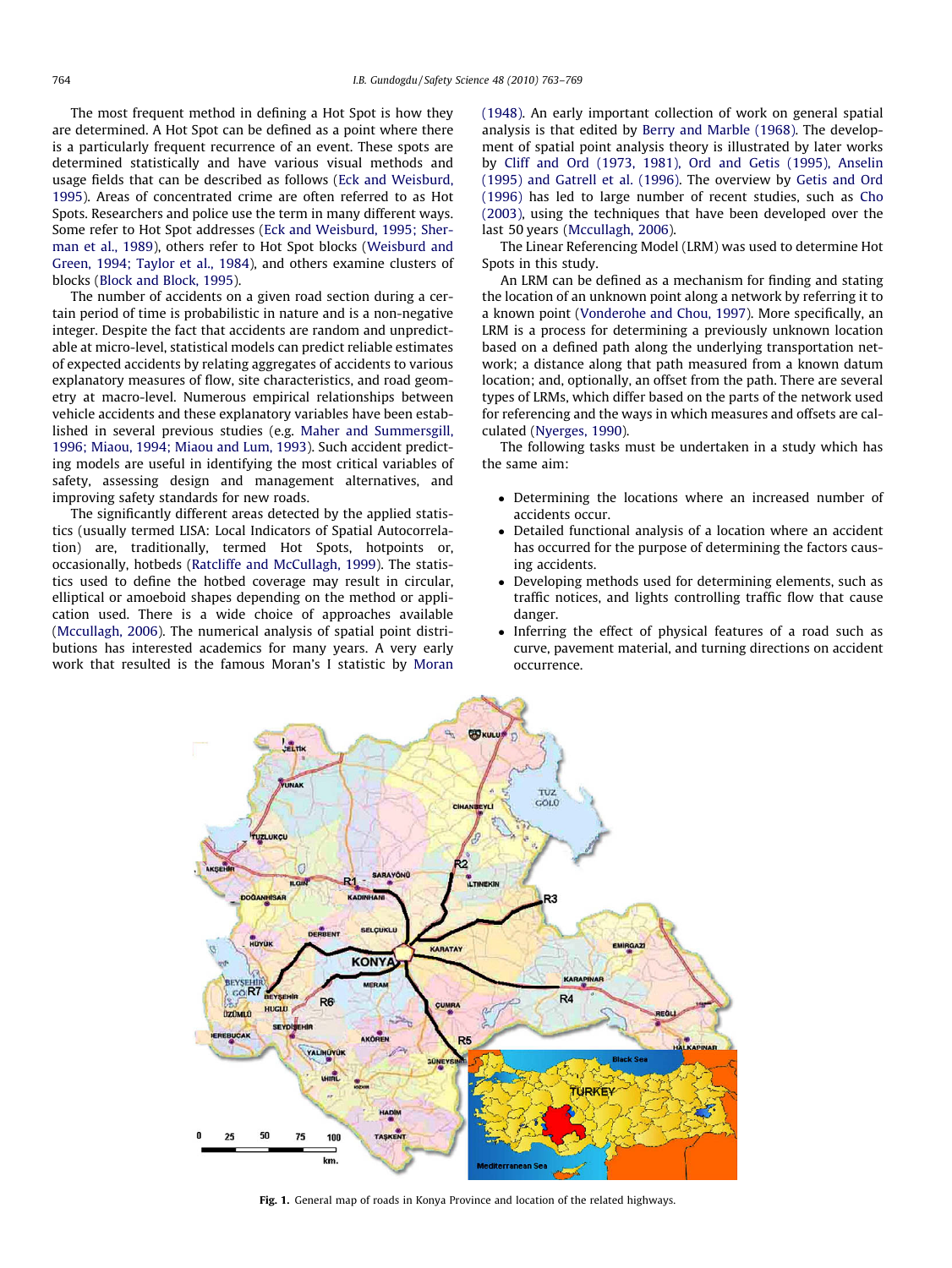The most frequent method in defining a Hot Spot is how they are determined. A Hot Spot can be defined as a point where there is a particularly frequent recurrence of an event. These spots are determined statistically and have various visual methods and usage fields that can be described as follows (Eck and Weisburd, 1995). Areas of concentrated crime are often referred to as Hot Spots. Researchers and police use the term in many different ways. Some refer to Hot Spot addresses (Eck and Weisburd, 1995; Sherman et al., 1989), others refer to Hot Spot blocks (Weisburd and Green, 1994; Taylor et al., 1984), and others examine clusters of blocks (Block and Block, 1995).

The number of accidents on a given road section during a certain period of time is probabilistic in nature and is a non-negative integer. Despite the fact that accidents are random and unpredictable at micro-level, statistical models can predict reliable estimates of expected accidents by relating aggregates of accidents to various explanatory measures of flow, site characteristics, and road geometry at macro-level. Numerous empirical relationships between vehicle accidents and these explanatory variables have been established in several previous studies (e.g. Maher and Summersgill, 1996; Miaou, 1994; Miaou and Lum, 1993). Such accident predicting models are useful in identifying the most critical variables of safety, assessing design and management alternatives, and improving safety standards for new roads.

The significantly different areas detected by the applied statistics (usually termed LISA: Local Indicators of Spatial Autocorrelation) are, traditionally, termed Hot Spots, hotpoints or, occasionally, hotbeds (Ratcliffe and McCullagh, 1999). The statistics used to define the hotbed coverage may result in circular, elliptical or amoeboid shapes depending on the method or application used. There is a wide choice of approaches available (Mccullagh, 2006). The numerical analysis of spatial point distributions has interested academics for many years. A very early work that resulted is the famous Moran's I statistic by Moran (1948). An early important collection of work on general spatial analysis is that edited by Berry and Marble (1968). The development of spatial point analysis theory is illustrated by later works by Cliff and Ord (1973, 1981), Ord and Getis (1995), Anselin (1995) and Gatrell et al. (1996). The overview by Getis and Ord (1996) has led to large number of recent studies, such as Cho (2003), using the techniques that have been developed over the last 50 years (Mccullagh, 2006).

The Linear Referencing Model (LRM) was used to determine Hot Spots in this study.

An LRM can be defined as a mechanism for finding and stating the location of an unknown point along a network by referring it to a known point (Vonderohe and Chou, 1997). More specifically, an LRM is a process for determining a previously unknown location based on a defined path along the underlying transportation network; a distance along that path measured from a known datum location; and, optionally, an offset from the path. There are several types of LRMs, which differ based on the parts of the network used for referencing and the ways in which measures and offsets are calculated (Nyerges, 1990).

The following tasks must be undertaken in a study which has the same aim:

- Determining the locations where an increased number of accidents occur.
- Detailed functional analysis of a location where an accident has occurred for the purpose of determining the factors causing accidents.
- Developing methods used for determining elements, such as traffic notices, and lights controlling traffic flow that cause danger.
- Inferring the effect of physical features of a road such as curve, pavement material, and turning directions on accident occurrence.

**Fig. 1.** General map of roads in Konya Province and location of the related highways.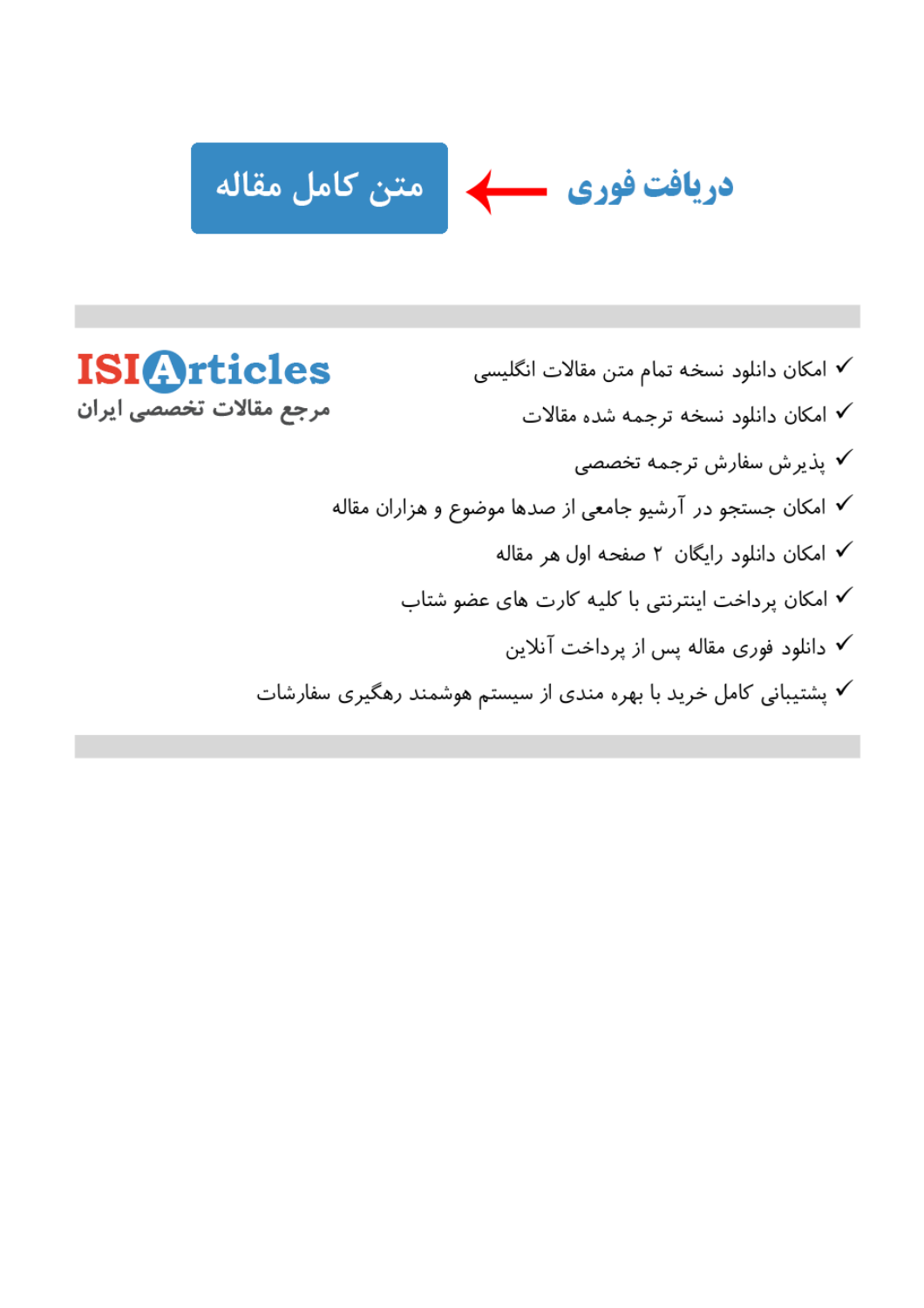دریافت فوری ← **متن کامل مقاله**

**ISIArticles**
مرجع مقالات تخصصی ایران

- ✓ امکان دانلود نسخه تمام متن مقالات انگلیسی
- ✓ امکان دانلود نسخه ترجمه شده مقالات
- ✓ پذیرش سفارش ترجمه تخصصی
- ✓ امکان جستجو در آرشیو جامعی از صدها موضوع و هزاران مقاله
- ✓ امکان دانلود رایگان ۲ صفحه اول هر مقاله
- ✓ امکان پرداخت اینترنتی با کلیه کارت های عضو شتاب
- ✓ دانلود فوری مقاله پس از پرداخت آنلاین
- ✓ پشتیبانی کامل خرید با بهره مندی از سیستم هوشمند رهگیری سفارشات